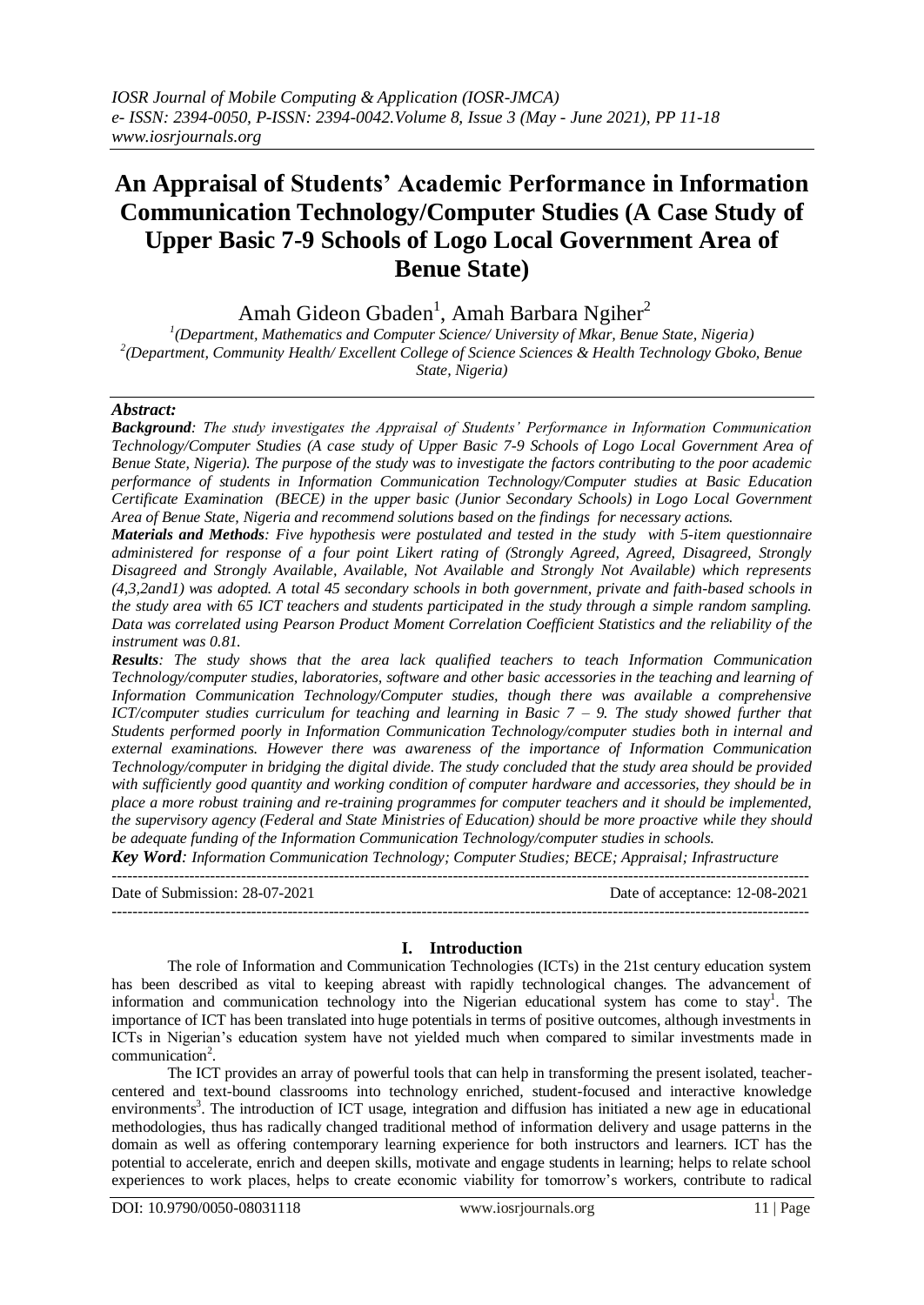# An Appraisal of Students' Academic Performance in Information Communication Technology/Computer Studies (A Case Study of Upper Basic 7-9 Schools of Logo Local Government Area of Benue State)

Amah Gideon Gbaden[1], Amah Barbara Ngiher[2]

[1](Department, Mathematics and Computer Science/ University of Mkar, Benue State, Nigeria)
[2](Department, Community Health/ Excellent College of Science Sciences & Health Technology Gboko, Benue State, Nigeria)

***Abstract:***

***Background**: The study investigates the Appraisal of Students' Performance in Information Communication Technology/Computer Studies (A case study of Upper Basic 7-9 Schools of Logo Local Government Area of Benue State, Nigeria). The purpose of the study was to investigate the factors contributing to the poor academic performance of students in Information Communication Technology/Computer studies at Basic Education Certificate Examination (BECE) in the upper basic (Junior Secondary Schools) in Logo Local Government Area of Benue State, Nigeria and recommend solutions based on the findings for necessary actions.*

***Materials and Methods**: Five hypothesis were postulated and tested in the study with 5-item questionnaire administered for response of a four point Likert rating of (Strongly Agreed, Agreed, Disagreed, Strongly Disagreed and Strongly Available, Available, Not Available and Strongly Not Available) which represents (4,3,2and1) was adopted. A total 45 secondary schools in both government, private and faith-based schools in the study area with 65 ICT teachers and students participated in the study through a simple random sampling. Data was correlated using Pearson Product Moment Correlation Coefficient Statistics and the reliability of the instrument was 0.81.*

***Results**: The study shows that the area lack qualified teachers to teach Information Communication Technology/computer studies, laboratories, software and other basic accessories in the teaching and learning of Information Communication Technology/Computer studies, though there was available a comprehensive ICT/computer studies curriculum for teaching and learning in Basic 7 – 9. The study showed further that Students performed poorly in Information Communication Technology/computer studies both in internal and external examinations. However there was awareness of the importance of Information Communication Technology/computer in bridging the digital divide. The study concluded that the study area should be provided with sufficiently good quantity and working condition of computer hardware and accessories, they should be in place a more robust training and re-training programmes for computer teachers and it should be implemented, the supervisory agency (Federal and State Ministries of Education) should be more proactive while they should be adequate funding of the Information Communication Technology/computer studies in schools.*

***Key Word**: Information Communication Technology; Computer Studies; BECE; Appraisal; Infrastructure*

---

Date of Submission: 28-07-2021 Date of acceptance: 12-08-2021

---

## I. Introduction

The role of Information and Communication Technologies (ICTs) in the 21st century education system has been described as vital to keeping abreast with rapidly technological changes. The advancement of information and communication technology into the Nigerian educational system has come to stay[1]. The importance of ICT has been translated into huge potentials in terms of positive outcomes, although investments in ICTs in Nigerian's education system have not yielded much when compared to similar investments made in communication[2].

The ICT provides an array of powerful tools that can help in transforming the present isolated, teacher-centered and text-bound classrooms into technology enriched, student-focused and interactive knowledge environments[3]. The introduction of ICT usage, integration and diffusion has initiated a new age in educational methodologies, thus has radically changed traditional method of information delivery and usage patterns in the domain as well as offering contemporary learning experience for both instructors and learners. ICT has the potential to accelerate, enrich and deepen skills, motivate and engage students in learning; helps to relate school experiences to work places, helps to create economic viability for tomorrow's workers, contribute to radical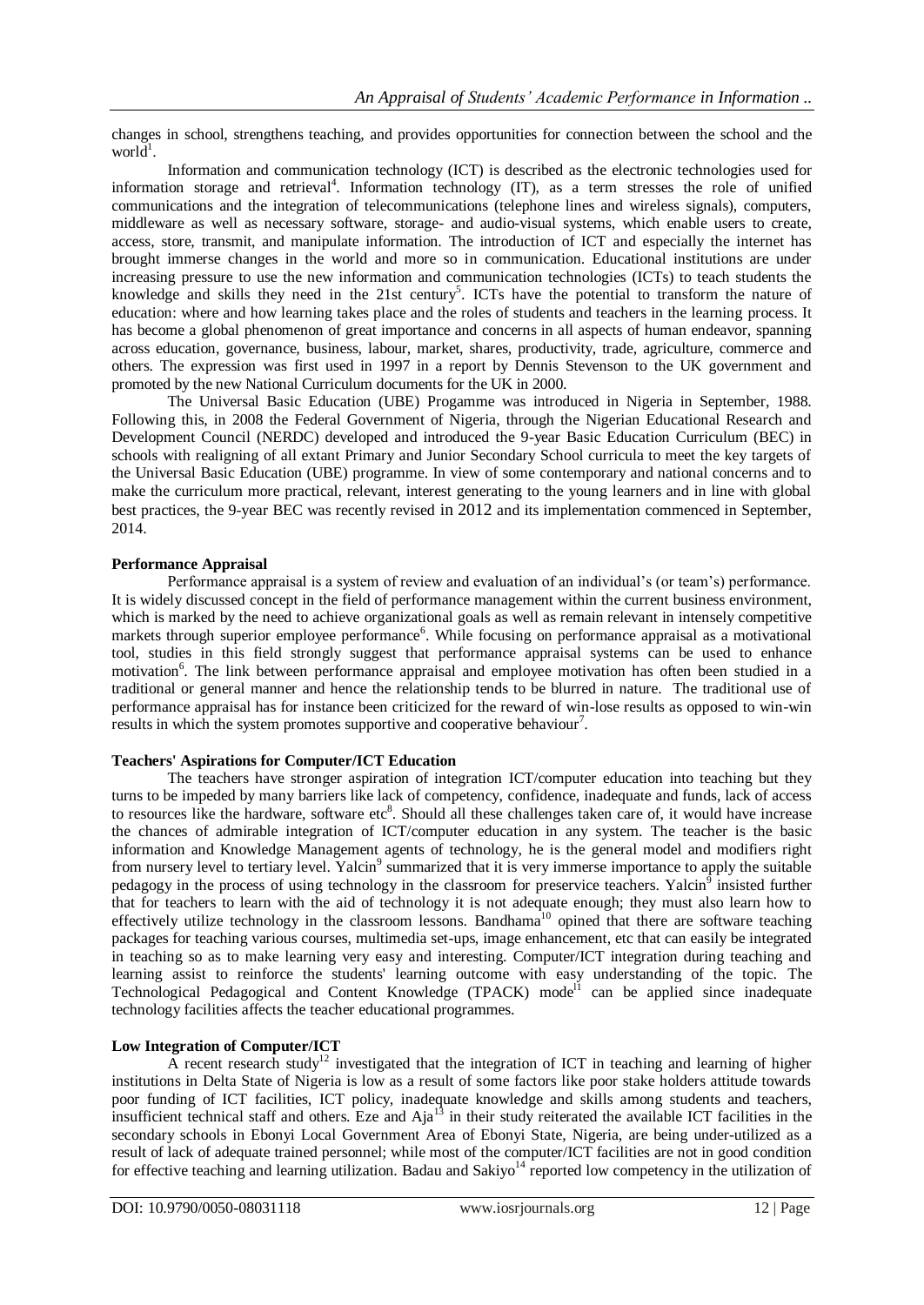changes in school, strengthens teaching, and provides opportunities for connection between the school and the world[1].

Information and communication technology (ICT) is described as the electronic technologies used for information storage and retrieval[4]. Information technology (IT), as a term stresses the role of unified communications and the integration of telecommunications (telephone lines and wireless signals), computers, middleware as well as necessary software, storage- and audio-visual systems, which enable users to create, access, store, transmit, and manipulate information. The introduction of ICT and especially the internet has brought immerse changes in the world and more so in communication. Educational institutions are under increasing pressure to use the new information and communication technologies (ICTs) to teach students the knowledge and skills they need in the 21st century[5]. ICTs have the potential to transform the nature of education: where and how learning takes place and the roles of students and teachers in the learning process. It has become a global phenomenon of great importance and concerns in all aspects of human endeavor, spanning across education, governance, business, labour, market, shares, productivity, trade, agriculture, commerce and others. The expression was first used in 1997 in a report by Dennis Stevenson to the UK government and promoted by the new National Curriculum documents for the UK in 2000.

The Universal Basic Education (UBE) Progamme was introduced in Nigeria in September, 1988. Following this, in 2008 the Federal Government of Nigeria, through the Nigerian Educational Research and Development Council (NERDC) developed and introduced the 9-year Basic Education Curriculum (BEC) in schools with realigning of all extant Primary and Junior Secondary School curricula to meet the key targets of the Universal Basic Education (UBE) programme. In view of some contemporary and national concerns and to make the curriculum more practical, relevant, interest generating to the young learners and in line with global best practices, the 9-year BEC was recently revised in 2012 and its implementation commenced in September, 2014.

**Performance Appraisal**

Performance appraisal is a system of review and evaluation of an individual's (or team's) performance. It is widely discussed concept in the field of performance management within the current business environment, which is marked by the need to achieve organizational goals as well as remain relevant in intensely competitive markets through superior employee performance[6]. While focusing on performance appraisal as a motivational tool, studies in this field strongly suggest that performance appraisal systems can be used to enhance motivation[6]. The link between performance appraisal and employee motivation has often been studied in a traditional or general manner and hence the relationship tends to be blurred in nature. The traditional use of performance appraisal has for instance been criticized for the reward of win-lose results as opposed to win-win results in which the system promotes supportive and cooperative behaviour[7].

**Teachers' Aspirations for Computer/ICT Education**

The teachers have stronger aspiration of integration ICT/computer education into teaching but they turns to be impeded by many barriers like lack of competency, confidence, inadequate and funds, lack of access to resources like the hardware, software etc[8]. Should all these challenges taken care of, it would have increase the chances of admirable integration of ICT/computer education in any system. The teacher is the basic information and Knowledge Management agents of technology, he is the general model and modifiers right from nursery level to tertiary level. Yalcin[9] summarized that it is very immerse importance to apply the suitable pedagogy in the process of using technology in the classroom for preservice teachers. Yalcin[9] insisted further that for teachers to learn with the aid of technology it is not adequate enough; they must also learn how to effectively utilize technology in the classroom lessons. Bandhama[10] opined that there are software teaching packages for teaching various courses, multimedia set-ups, image enhancement, etc that can easily be integrated in teaching so as to make learning very easy and interesting. Computer/ICT integration during teaching and learning assist to reinforce the students' learning outcome with easy understanding of the topic. The Technological Pedagogical and Content Knowledge (TPACK) mode[11] can be applied since inadequate technology facilities affects the teacher educational programmes.

**Low Integration of Computer/ICT**

A recent research study[12] investigated that the integration of ICT in teaching and learning of higher institutions in Delta State of Nigeria is low as a result of some factors like poor stake holders attitude towards poor funding of ICT facilities, ICT policy, inadequate knowledge and skills among students and teachers, insufficient technical staff and others. Eze and Aja[13] in their study reiterated the available ICT facilities in the secondary schools in Ebonyi Local Government Area of Ebonyi State, Nigeria, are being under-utilized as a result of lack of adequate trained personnel; while most of the computer/ICT facilities are not in good condition for effective teaching and learning utilization. Badau and Sakiyo[14] reported low competency in the utilization of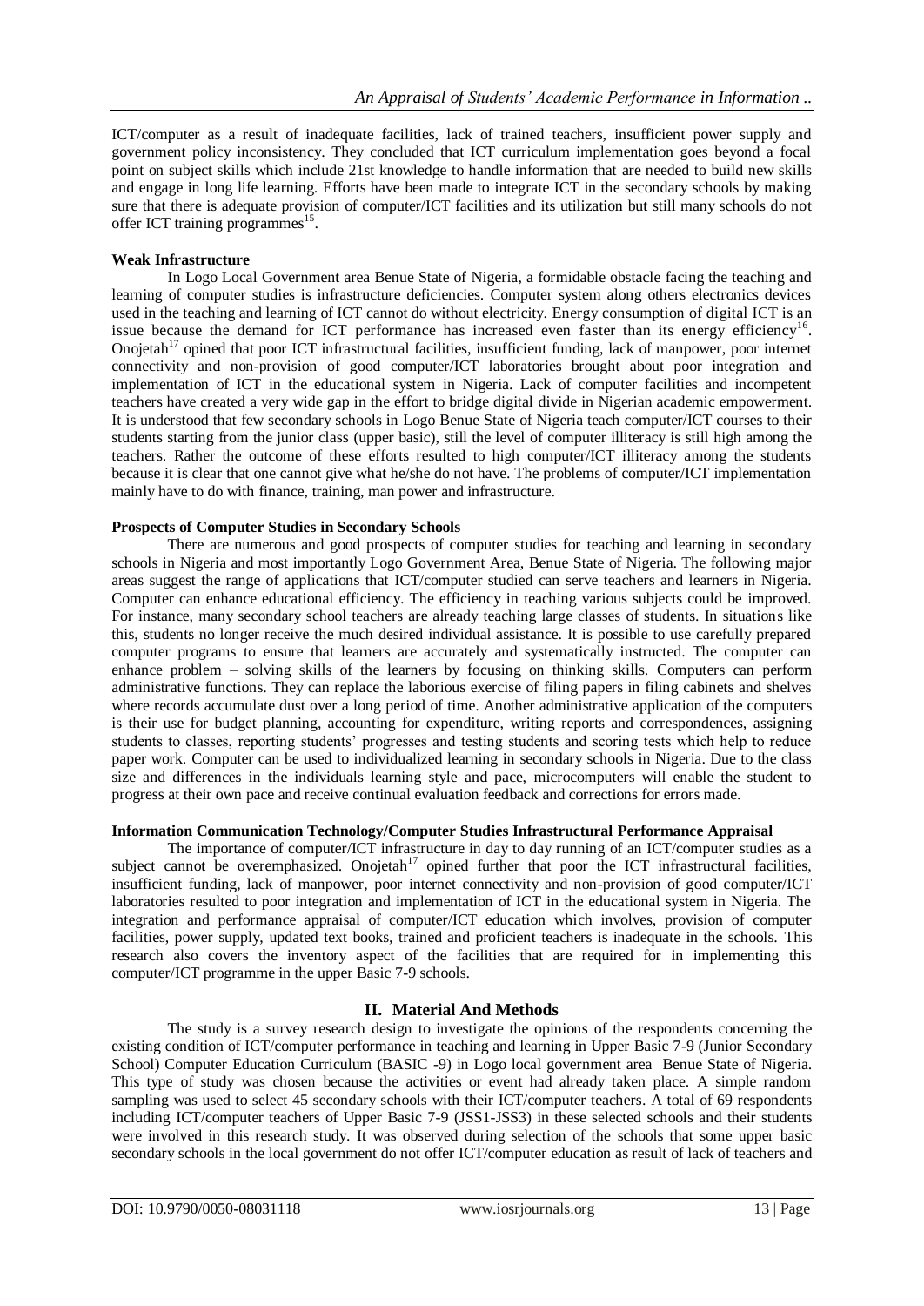ICT/computer as a result of inadequate facilities, lack of trained teachers, insufficient power supply and government policy inconsistency. They concluded that ICT curriculum implementation goes beyond a focal point on subject skills which include 21st knowledge to handle information that are needed to build new skills and engage in long life learning. Efforts have been made to integrate ICT in the secondary schools by making sure that there is adequate provision of computer/ICT facilities and its utilization but still many schools do not offer ICT training programmes[15].

**Weak Infrastructure**

In Logo Local Government area Benue State of Nigeria, a formidable obstacle facing the teaching and learning of computer studies is infrastructure deficiencies. Computer system along others electronics devices used in the teaching and learning of ICT cannot do without electricity. Energy consumption of digital ICT is an issue because the demand for ICT performance has increased even faster than its energy efficiency[16]. Onojetah[17] opined that poor ICT infrastructural facilities, insufficient funding, lack of manpower, poor internet connectivity and non-provision of good computer/ICT laboratories brought about poor integration and implementation of ICT in the educational system in Nigeria. Lack of computer facilities and incompetent teachers have created a very wide gap in the effort to bridge digital divide in Nigerian academic empowerment. It is understood that few secondary schools in Logo Benue State of Nigeria teach computer/ICT courses to their students starting from the junior class (upper basic), still the level of computer illiteracy is still high among the teachers. Rather the outcome of these efforts resulted to high computer/ICT illiteracy among the students because it is clear that one cannot give what he/she do not have. The problems of computer/ICT implementation mainly have to do with finance, training, man power and infrastructure.

**Prospects of Computer Studies in Secondary Schools**

There are numerous and good prospects of computer studies for teaching and learning in secondary schools in Nigeria and most importantly Logo Government Area, Benue State of Nigeria. The following major areas suggest the range of applications that ICT/computer studied can serve teachers and learners in Nigeria. Computer can enhance educational efficiency. The efficiency in teaching various subjects could be improved. For instance, many secondary school teachers are already teaching large classes of students. In situations like this, students no longer receive the much desired individual assistance. It is possible to use carefully prepared computer programs to ensure that learners are accurately and systematically instructed. The computer can enhance problem – solving skills of the learners by focusing on thinking skills. Computers can perform administrative functions. They can replace the laborious exercise of filing papers in filing cabinets and shelves where records accumulate dust over a long period of time. Another administrative application of the computers is their use for budget planning, accounting for expenditure, writing reports and correspondences, assigning students to classes, reporting students' progresses and testing students and scoring tests which help to reduce paper work. Computer can be used to individualized learning in secondary schools in Nigeria. Due to the class size and differences in the individuals learning style and pace, microcomputers will enable the student to progress at their own pace and receive continual evaluation feedback and corrections for errors made.

**Information Communication Technology/Computer Studies Infrastructural Performance Appraisal**

The importance of computer/ICT infrastructure in day to day running of an ICT/computer studies as a subject cannot be overemphasized. Onojetah[17] opined further that poor the ICT infrastructural facilities, insufficient funding, lack of manpower, poor internet connectivity and non-provision of good computer/ICT laboratories resulted to poor integration and implementation of ICT in the educational system in Nigeria. The integration and performance appraisal of computer/ICT education which involves, provision of computer facilities, power supply, updated text books, trained and proficient teachers is inadequate in the schools. This research also covers the inventory aspect of the facilities that are required for in implementing this computer/ICT programme in the upper Basic 7-9 schools.

## II. Material And Methods

The study is a survey research design to investigate the opinions of the respondents concerning the existing condition of ICT/computer performance in teaching and learning in Upper Basic 7-9 (Junior Secondary School) Computer Education Curriculum (BASIC -9) in Logo local government area Benue State of Nigeria. This type of study was chosen because the activities or event had already taken place. A simple random sampling was used to select 45 secondary schools with their ICT/computer teachers. A total of 69 respondents including ICT/computer teachers of Upper Basic 7-9 (JSS1-JSS3) in these selected schools and their students were involved in this research study. It was observed during selection of the schools that some upper basic secondary schools in the local government do not offer ICT/computer education as result of lack of teachers and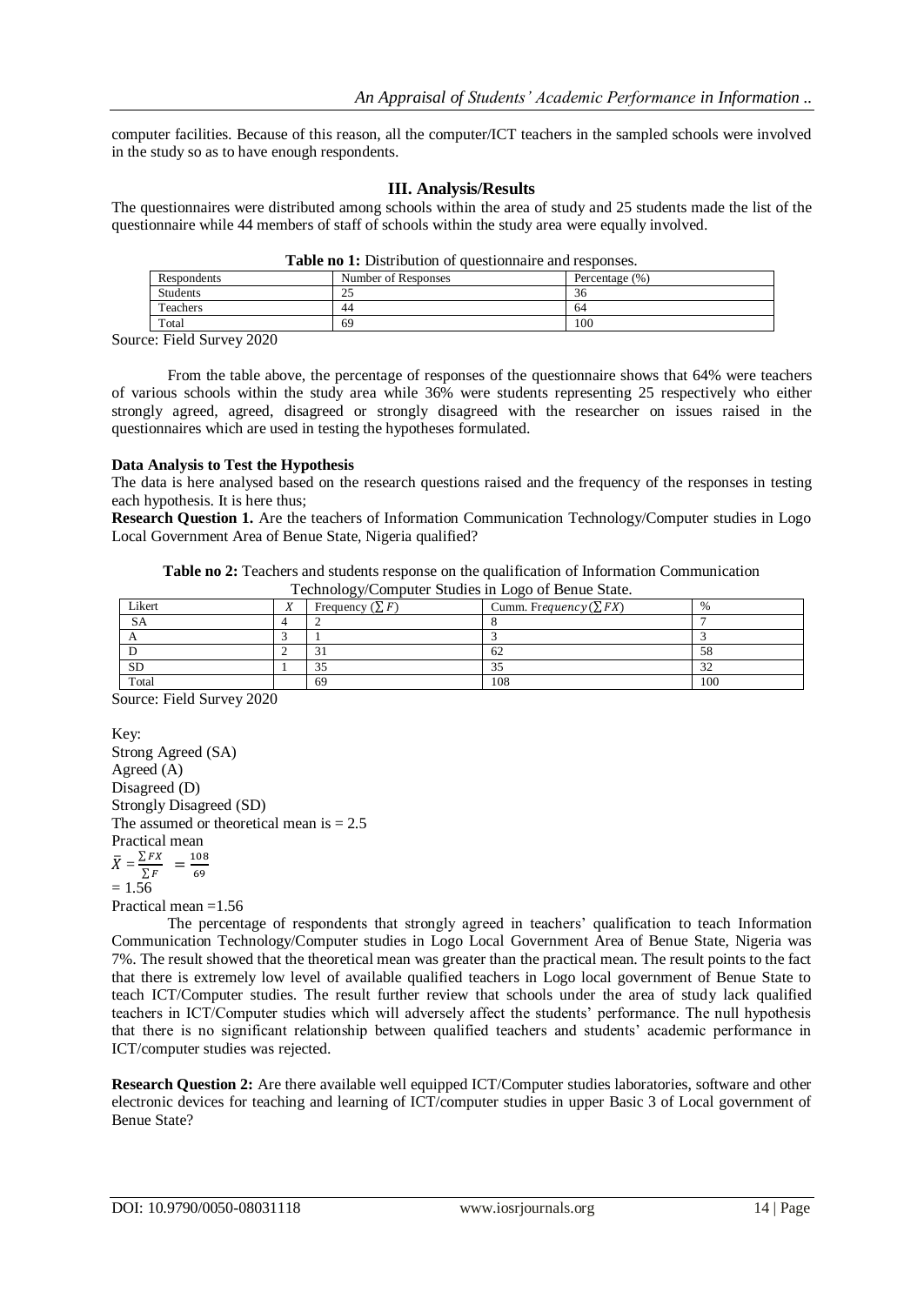computer facilities. Because of this reason, all the computer/ICT teachers in the sampled schools were involved in the study so as to have enough respondents.

## III. Analysis/Results

The questionnaires were distributed among schools within the area of study and 25 students made the list of the questionnaire while 44 members of staff of schools within the study area were equally involved.

**Table no 1:** Distribution of questionnaire and responses.

| Respondents | Number of Responses | Percentage (%) |
|---|---|---|
| Students | 25 | 36 |
| Teachers | 44 | 64 |
| Total | 69 | 100 |

Source: Field Survey 2020

From the table above, the percentage of responses of the questionnaire shows that 64% were teachers of various schools within the study area while 36% were students representing 25 respectively who either strongly agreed, agreed, disagreed or strongly disagreed with the researcher on issues raised in the questionnaires which are used in testing the hypotheses formulated.

**Data Analysis to Test the Hypothesis**

The data is here analysed based on the research questions raised and the frequency of the responses in testing each hypothesis. It is here thus;

**Research Question 1.** Are the teachers of Information Communication Technology/Computer studies in Logo Local Government Area of Benue State, Nigeria qualified?

**Table no 2:** Teachers and students response on the qualification of Information Communication Technology/Computer Studies in Logo of Benue State.

| Likert | $X$ | Frequency ($\sum F$) | Cumm. Frequency ($\sum FX$) | % |
|---|---|---|---|---|
| SA | 4 | 2 | 8 | 7 |
| A | 3 | 1 | 3 | 3 |
| D | 2 | 31 | 62 | 58 |
| SD | 1 | 35 | 35 | 32 |
| Total | | 69 | 108 | 100 |

Source: Field Survey 2020

Key:
Strong Agreed (SA)
Agreed (A)
Disagreed (D)
Strongly Disagreed (SD)
The assumed or theoretical mean is = 2.5
Practical mean

$$\bar{X} = \frac{\sum FX}{\sum F} = \frac{108}{69}$$

$= 1.56$

Practical mean =1.56

The percentage of respondents that strongly agreed in teachers' qualification to teach Information Communication Technology/Computer studies in Logo Local Government Area of Benue State, Nigeria was 7%. The result showed that the theoretical mean was greater than the practical mean. The result points to the fact that there is extremely low level of available qualified teachers in Logo local government of Benue State to teach ICT/Computer studies. The result further review that schools under the area of study lack qualified teachers in ICT/Computer studies which will adversely affect the students' performance. The null hypothesis that there is no significant relationship between qualified teachers and students' academic performance in ICT/computer studies was rejected.

**Research Question 2:** Are there available well equipped ICT/Computer studies laboratories, software and other electronic devices for teaching and learning of ICT/computer studies in upper Basic 3 of Local government of Benue State?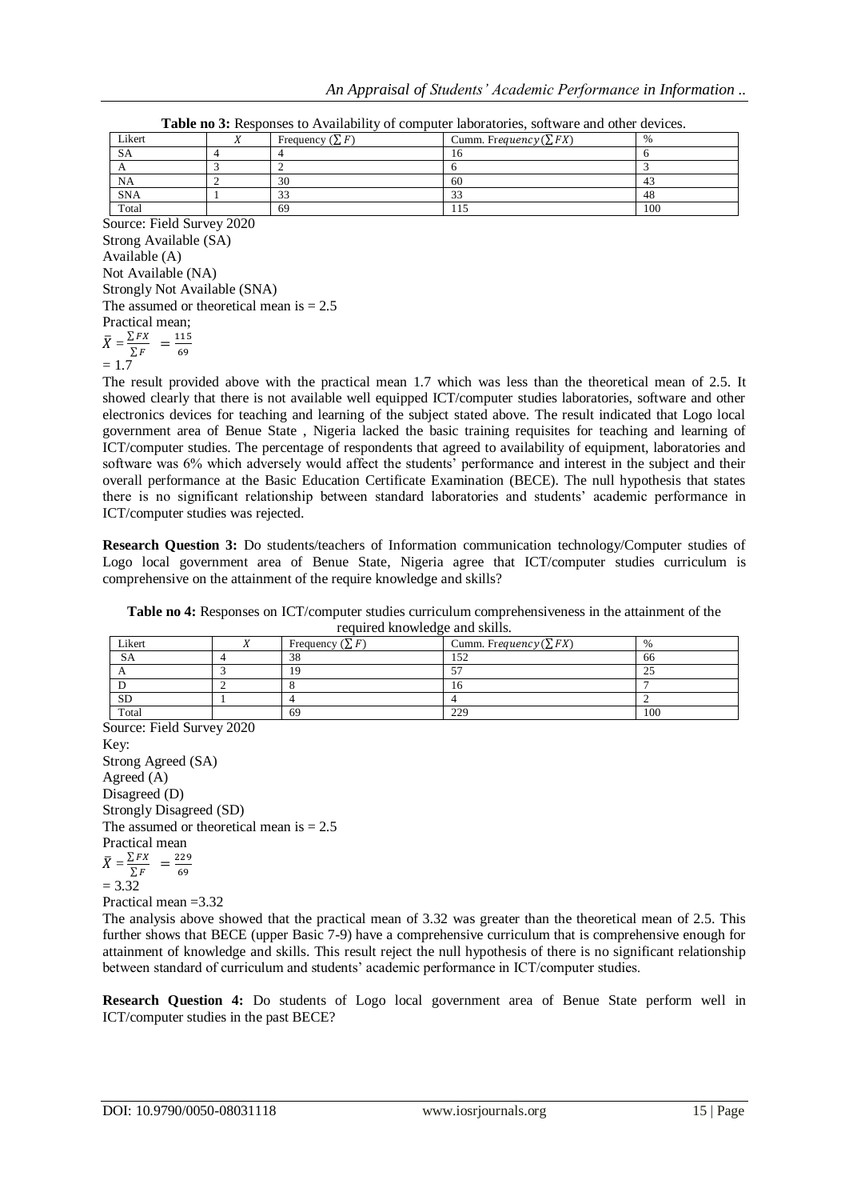**Table no 3:** Responses to Availability of computer laboratories, software and other devices.

| Likert | $X$ | Frequency ($\sum F$) | Cumm. Frequency($\sum FX$) | % |
|---|---|---|---|---|
| SA | 4 | 4 | 16 | 6 |
| A | 3 | 2 | 6 | 3 |
| NA | 2 | 30 | 60 | 43 |
| SNA | 1 | 33 | 33 | 48 |
| Total | | 69 | 115 | 100 |

Source: Field Survey 2020

Strong Available (SA)
Available (A)
Not Available (NA)
Strongly Not Available (SNA)
The assumed or theoretical mean is = 2.5
Practical mean;

$$\bar{X} = \frac{\sum FX}{\sum F} = \frac{115}{69}$$

= 1.7

The result provided above with the practical mean 1.7 which was less than the theoretical mean of 2.5. It showed clearly that there is not available well equipped ICT/computer studies laboratories, software and other electronics devices for teaching and learning of the subject stated above. The result indicated that Logo local government area of Benue State , Nigeria lacked the basic training requisites for teaching and learning of ICT/computer studies. The percentage of respondents that agreed to availability of equipment, laboratories and software was 6% which adversely would affect the students' performance and interest in the subject and their overall performance at the Basic Education Certificate Examination (BECE). The null hypothesis that states there is no significant relationship between standard laboratories and students' academic performance in ICT/computer studies was rejected.

**Research Question 3:** Do students/teachers of Information communication technology/Computer studies of Logo local government area of Benue State, Nigeria agree that ICT/computer studies curriculum is comprehensive on the attainment of the require knowledge and skills?

**Table no 4:** Responses on ICT/computer studies curriculum comprehensiveness in the attainment of the required knowledge and skills.

| Likert | $X$ | Frequency ($\sum F$) | Cumm. Frequency($\sum FX$) | % |
|---|---|---|---|---|
| SA | 4 | 38 | 152 | 66 |
| A | 3 | 19 | 57 | 25 |
| D | 2 | 8 | 16 | 7 |
| SD | 1 | 4 | 4 | 2 |
| Total | | 69 | 229 | 100 |

Source: Field Survey 2020

Key:
Strong Agreed (SA)
Agreed (A)
Disagreed (D)
Strongly Disagreed (SD)
The assumed or theoretical mean is = 2.5
Practical mean

$$\bar{X} = \frac{\sum FX}{\sum F} = \frac{229}{69}$$

= 3.32

Practical mean =3.32

The analysis above showed that the practical mean of 3.32 was greater than the theoretical mean of 2.5. This further shows that BECE (upper Basic 7-9) have a comprehensive curriculum that is comprehensive enough for attainment of knowledge and skills. This result reject the null hypothesis of there is no significant relationship between standard of curriculum and students' academic performance in ICT/computer studies.

**Research Question 4:** Do students of Logo local government area of Benue State perform well in ICT/computer studies in the past BECE?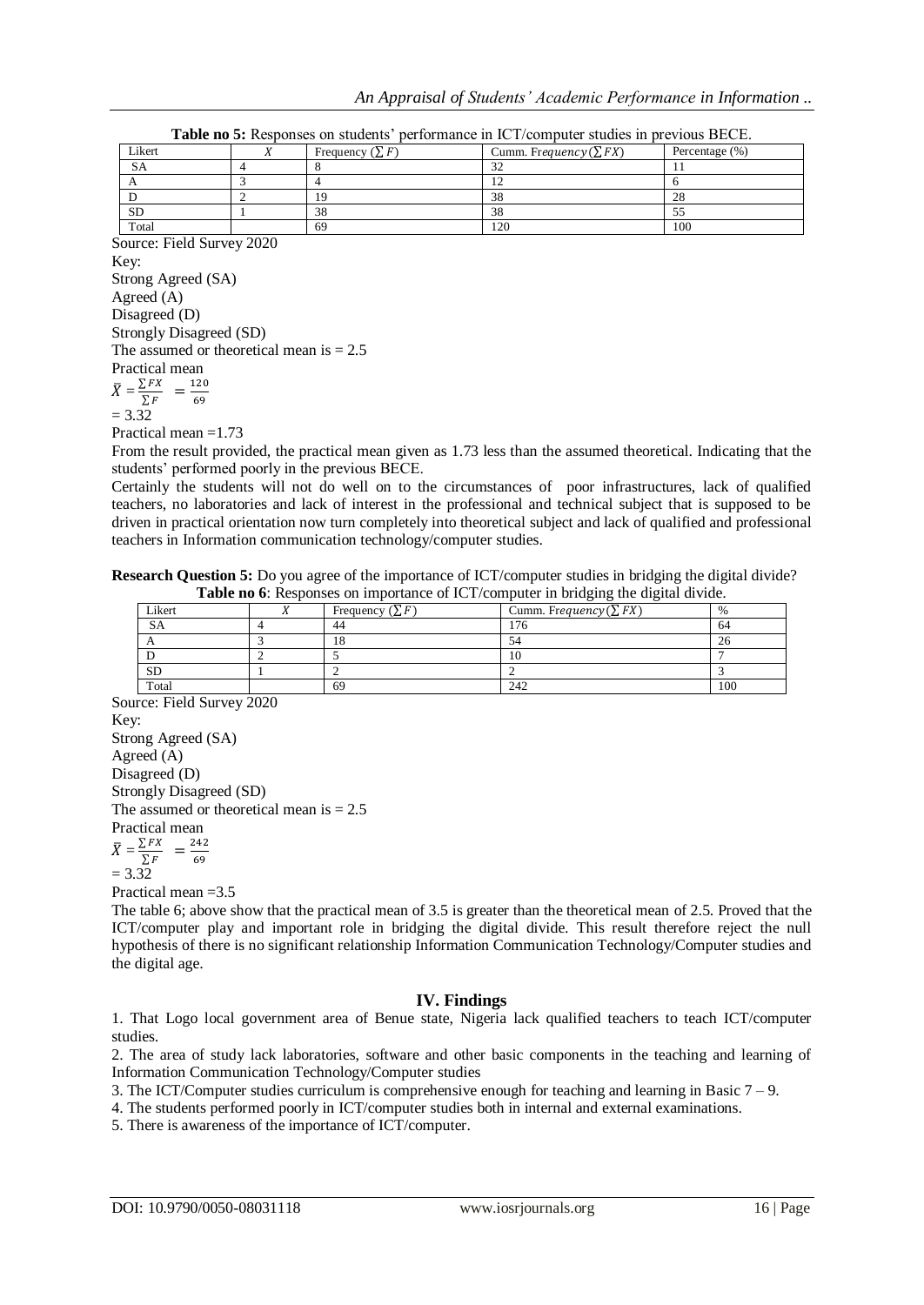**Table no 5:** Responses on students' performance in ICT/computer studies in previous BECE.

| Likert | $X$ | Frequency ($\sum F$) | Cumm. Frequency($\sum FX$) | Percentage (%) |
|---|---|---|---|---|
| SA | 4 | 8 | 32 | 11 |
| A | 3 | 4 | 12 | 6 |
| D | 2 | 19 | 38 | 28 |
| SD | 1 | 38 | 38 | 55 |
| Total | | 69 | 120 | 100 |

Source: Field Survey 2020

Key:
Strong Agreed (SA)
Agreed (A)
Disagreed (D)
Strongly Disagreed (SD)

The assumed or theoretical mean is = 2.5

Practical mean

$\bar{X} = \frac{\sum FX}{\sum F} = \frac{120}{69}$

= 3.32

Practical mean =1.73

From the result provided, the practical mean given as 1.73 less than the assumed theoretical. Indicating that the students' performed poorly in the previous BECE.

Certainly the students will not do well on to the circumstances of poor infrastructures, lack of qualified teachers, no laboratories and lack of interest in the professional and technical subject that is supposed to be driven in practical orientation now turn completely into theoretical subject and lack of qualified and professional teachers in Information communication technology/computer studies.

**Research Question 5:** Do you agree of the importance of ICT/computer studies in bridging the digital divide?

**Table no 6**: Responses on importance of ICT/computer in bridging the digital divide.

| Likert | $X$ | Frequency ($\sum F$) | Cumm. Frequency($\sum FX$) | % |
|---|---|---|---|---|
| SA | 4 | 44 | 176 | 64 |
| A | 3 | 18 | 54 | 26 |
| D | 2 | 5 | 10 | 7 |
| SD | 1 | 2 | 2 | 3 |
| Total | | 69 | 242 | 100 |

Source: Field Survey 2020

Key:
Strong Agreed (SA)
Agreed (A)
Disagreed (D)
Strongly Disagreed (SD)

The assumed or theoretical mean is = 2.5

Practical mean

$\bar{X} = \frac{\sum FX}{\sum F} = \frac{242}{69}$

= 3.32

Practical mean =3.5

The table 6; above show that the practical mean of 3.5 is greater than the theoretical mean of 2.5. Proved that the ICT/computer play and important role in bridging the digital divide. This result therefore reject the null hypothesis of there is no significant relationship Information Communication Technology/Computer studies and the digital age.

## IV. Findings

1. That Logo local government area of Benue state, Nigeria lack qualified teachers to teach ICT/computer studies.
2. The area of study lack laboratories, software and other basic components in the teaching and learning of Information Communication Technology/Computer studies
3. The ICT/Computer studies curriculum is comprehensive enough for teaching and learning in Basic 7 – 9.
4. The students performed poorly in ICT/computer studies both in internal and external examinations.
5. There is awareness of the importance of ICT/computer.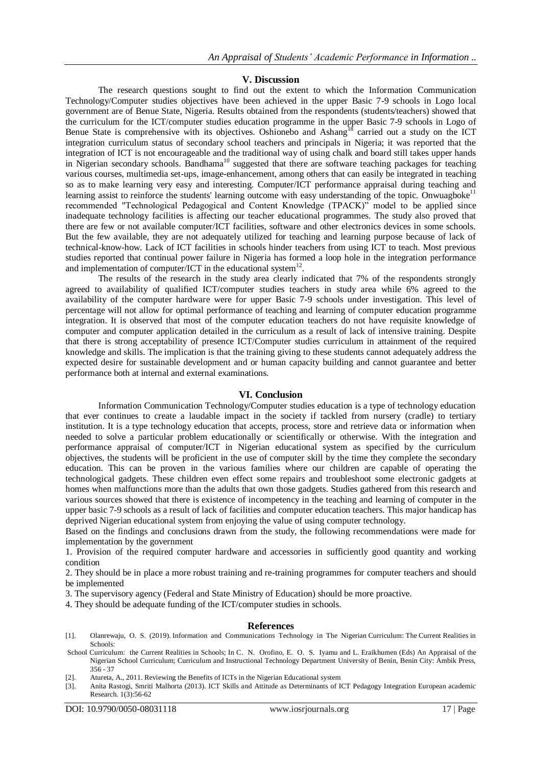## V. Discussion

The research questions sought to find out the extent to which the Information Communication Technology/Computer studies objectives have been achieved in the upper Basic 7-9 schools in Logo local government are of Benue State, Nigeria. Results obtained from the respondents (students/teachers) showed that the curriculum for the ICT/computer studies education programme in the upper Basic 7-9 schools in Logo of Benue State is comprehensive with its objectives. Oshionebo and Ashang[18] carried out a study on the ICT integration curriculum status of secondary school teachers and principals in Nigeria; it was reported that the integration of ICT is not encourageable and the traditional way of using chalk and board still takes upper hands in Nigerian secondary schools. Bandhama[10] suggested that there are software teaching packages for teaching various courses, multimedia set-ups, image-enhancement, among others that can easily be integrated in teaching so as to make learning very easy and interesting. Computer/ICT performance appraisal during teaching and learning assist to reinforce the students' learning outcome with easy understanding of the topic. Onwuagboke[11] recommended "Technological Pedagogical and Content Knowledge (TPACK)" model to be applied since inadequate technology facilities is affecting our teacher educational programmes. The study also proved that there are few or not available computer/ICT facilities, software and other electronics devices in some schools. But the few available, they are not adequately utilized for teaching and learning purpose because of lack of technical-know-how. Lack of ICT facilities in schools hinder teachers from using ICT to teach. Most previous studies reported that continual power failure in Nigeria has formed a loop hole in the integration performance and implementation of computer/ICT in the educational system[12].

The results of the research in the study area clearly indicated that 7% of the respondents strongly agreed to availability of qualified ICT/computer studies teachers in study area while 6% agreed to the availability of the computer hardware were for upper Basic 7-9 schools under investigation. This level of percentage will not allow for optimal performance of teaching and learning of computer education programme integration. It is observed that most of the computer education teachers do not have requisite knowledge of computer and computer application detailed in the curriculum as a result of lack of intensive training. Despite that there is strong acceptability of presence ICT/Computer studies curriculum in attainment of the required knowledge and skills. The implication is that the training giving to these students cannot adequately address the expected desire for sustainable development and or human capacity building and cannot guarantee and better performance both at internal and external examinations.

## VI. Conclusion

Information Communication Technology/Computer studies education is a type of technology education that ever continues to create a laudable impact in the society if tackled from nursery (cradle) to tertiary institution. It is a type technology education that accepts, process, store and retrieve data or information when needed to solve a particular problem educationally or scientifically or otherwise. With the integration and performance appraisal of computer/ICT in Nigerian educational system as specified by the curriculum objectives, the students will be proficient in the use of computer skill by the time they complete the secondary education. This can be proven in the various families where our children are capable of operating the technological gadgets. These children even effect some repairs and troubleshoot some electronic gadgets at homes when malfunctions more than the adults that own those gadgets. Studies gathered from this research and various sources showed that there is existence of incompetency in the teaching and learning of computer in the upper basic 7-9 schools as a result of lack of facilities and computer education teachers. This major handicap has deprived Nigerian educational system from enjoying the value of using computer technology.

Based on the findings and conclusions drawn from the study, the following recommendations were made for implementation by the government

1. Provision of the required computer hardware and accessories in sufficiently good quantity and working condition
2. They should be in place a more robust training and re-training programmes for computer teachers and should be implemented
3. The supervisory agency (Federal and State Ministry of Education) should be more proactive.
4. They should be adequate funding of the ICT/computer studies in schools.

## References

[1]. Olanrewaju, O. S. (2019). Information and Communications Technology in The Nigerian Curriculum: The Current Realities in Schools:
School Curriculum: the Current Realities in Schools; In C. N. Orofino, E. O. S. Iyamu and L. Eraikhumen (Eds) An Appraisal of the Nigerian School Curriculum; Curriculum and Instructional Technology Department University of Benin, Benin City: Ambik Press, 356 - 37

[2]. Atureta, A., 2011. Reviewing the Benefits of ICTs in the Nigerian Educational system

[3]. Anita Rastogi, Smriti Malhorta (2013). ICT Skills and Attitude as Determinants of ICT Pedagogy Integration European academic Research. 1(3):56-62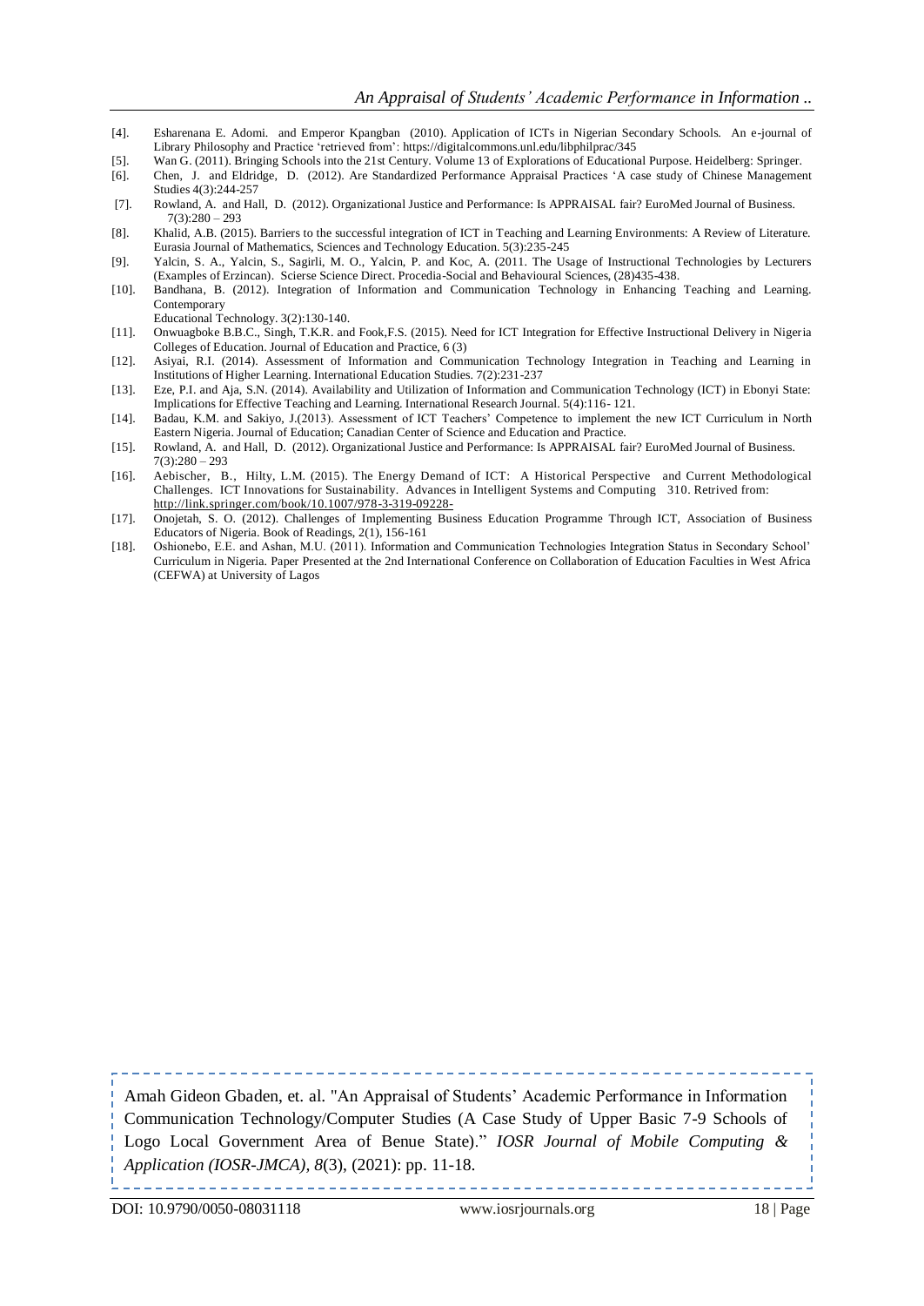[4]. Esharenana E. Adomi. and Emperor Kpangban (2010). Application of ICTs in Nigerian Secondary Schools. An e-journal of Library Philosophy and Practice 'retrieved from': https://digitalcommons.unl.edu/libphilprac/345

[5]. Wan G. (2011). Bringing Schools into the 21st Century. Volume 13 of Explorations of Educational Purpose. Heidelberg: Springer.

[6]. Chen, J. and Eldridge, D. (2012). Are Standardized Performance Appraisal Practices 'A case study of Chinese Management Studies 4(3):244-257

[7]. Rowland, A. and Hall, D. (2012). Organizational Justice and Performance: Is APPRAISAL fair? EuroMed Journal of Business. 7(3):280 – 293

[8]. Khalid, A.B. (2015). Barriers to the successful integration of ICT in Teaching and Learning Environments: A Review of Literature. Eurasia Journal of Mathematics, Sciences and Technology Education. 5(3):235-245

[9]. Yalcin, S. A., Yalcin, S., Sagirli, M. O., Yalcin, P. and Koc, A. (2011. The Usage of Instructional Technologies by Lecturers (Examples of Erzincan). Scierse Science Direct. Procedia-Social and Behavioural Sciences, (28)435-438.

[10]. Bandhana, B. (2012). Integration of Information and Communication Technology in Enhancing Teaching and Learning. Contemporary
Educational Technology. 3(2):130-140.

[11]. Onwuagboke B.B.C., Singh, T.K.R. and Fook,F.S. (2015). Need for ICT Integration for Effective Instructional Delivery in Nigeria Colleges of Education. Journal of Education and Practice, 6 (3)

[12]. Asiyai, R.I. (2014). Assessment of Information and Communication Technology Integration in Teaching and Learning in Institutions of Higher Learning. International Education Studies. 7(2):231-237

[13]. Eze, P.I. and Aja, S.N. (2014). Availability and Utilization of Information and Communication Technology (ICT) in Ebonyi State: Implications for Effective Teaching and Learning. International Research Journal. 5(4):116- 121.

[14]. Badau, K.M. and Sakiyo, J.(2013). Assessment of ICT Teachers' Competence to implement the new ICT Curriculum in North Eastern Nigeria. Journal of Education; Canadian Center of Science and Education and Practice.

[15]. Rowland, A. and Hall, D. (2012). Organizational Justice and Performance: Is APPRAISAL fair? EuroMed Journal of Business. 7(3):280 – 293

[16]. Aebischer, B., Hilty, L.M. (2015). The Energy Demand of ICT: A Historical Perspective and Current Methodological Challenges. ICT Innovations for Sustainability. Advances in Intelligent Systems and Computing 310. Retrived from: http://link.springer.com/book/10.1007/978-3-319-09228-

[17]. Onojetah, S. O. (2012). Challenges of Implementing Business Education Programme Through ICT, Association of Business Educators of Nigeria. Book of Readings, 2(1), 156-161

[18]. Oshionebo, E.E. and Ashan, M.U. (2011). Information and Communication Technologies Integration Status in Secondary School' Curriculum in Nigeria. Paper Presented at the 2nd International Conference on Collaboration of Education Faculties in West Africa (CEFWA) at University of Lagos

---

Amah Gideon Gbaden, et. al. "An Appraisal of Students' Academic Performance in Information Communication Technology/Computer Studies (A Case Study of Upper Basic 7-9 Schools of Logo Local Government Area of Benue State)." *IOSR Journal of Mobile Computing & Application (IOSR-JMCA), 8*(3), (2021): pp. 11-18.